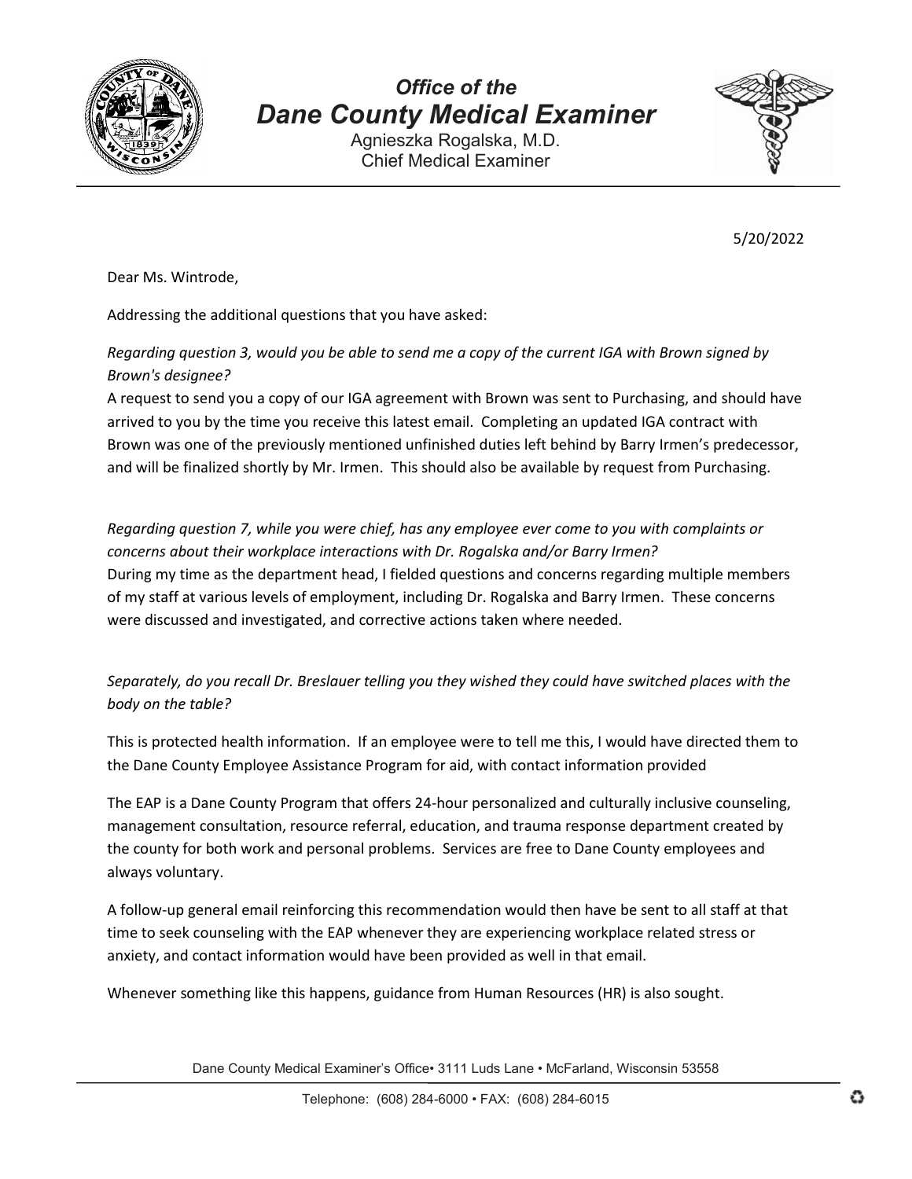# *Office of the*
# *Dane County Medical Examiner*

Agnieszka Rogalska, M.D.
Chief Medical Examiner

5/20/2022

Dear Ms. Wintrode,

Addressing the additional questions that you have asked:

*Regarding question 3, would you be able to send me a copy of the current IGA with Brown signed by Brown's designee?*
A request to send you a copy of our IGA agreement with Brown was sent to Purchasing, and should have arrived to you by the time you receive this latest email. Completing an updated IGA contract with Brown was one of the previously mentioned unfinished duties left behind by Barry Irmen's predecessor, and will be finalized shortly by Mr. Irmen. This should also be available by request from Purchasing.

*Regarding question 7, while you were chief, has any employee ever come to you with complaints or concerns about their workplace interactions with Dr. Rogalska and/or Barry Irmen?*
During my time as the department head, I fielded questions and concerns regarding multiple members of my staff at various levels of employment, including Dr. Rogalska and Barry Irmen. These concerns were discussed and investigated, and corrective actions taken where needed.

*Separately, do you recall Dr. Breslauer telling you they wished they could have switched places with the body on the table?*

This is protected health information. If an employee were to tell me this, I would have directed them to the Dane County Employee Assistance Program for aid, with contact information provided

The EAP is a Dane County Program that offers 24-hour personalized and culturally inclusive counseling, management consultation, resource referral, education, and trauma response department created by the county for both work and personal problems. Services are free to Dane County employees and always voluntary.

A follow-up general email reinforcing this recommendation would then have be sent to all staff at that time to seek counseling with the EAP whenever they are experiencing workplace related stress or anxiety, and contact information would have been provided as well in that email.

Whenever something like this happens, guidance from Human Resources (HR) is also sought.

Dane County Medical Examiner's Office• 3111 Luds Lane • McFarland, Wisconsin 53558

Telephone: (608) 284-6000 • FAX: (608) 284-6015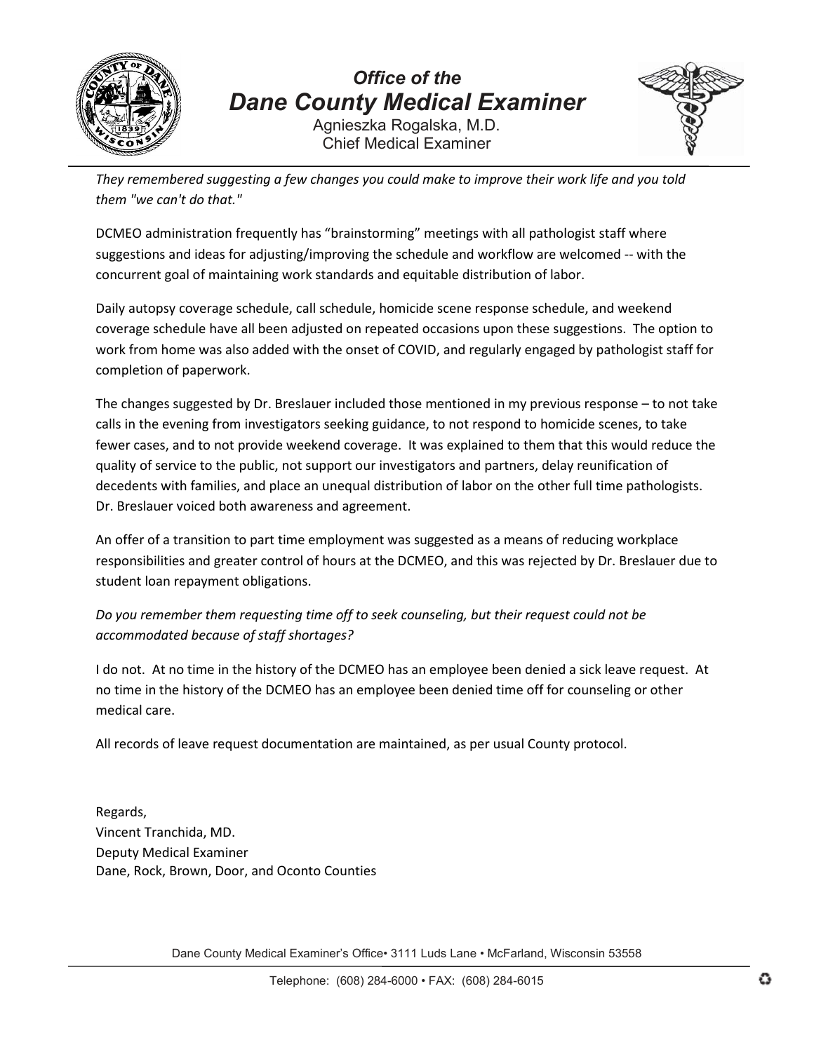# Office of the Dane County Medical Examiner

Agnieszka Rogalska, M.D.
Chief Medical Examiner

*They remembered suggesting a few changes you could make to improve their work life and you told them "we can't do that."*

DCMEO administration frequently has "brainstorming" meetings with all pathologist staff where suggestions and ideas for adjusting/improving the schedule and workflow are welcomed -- with the concurrent goal of maintaining work standards and equitable distribution of labor.

Daily autopsy coverage schedule, call schedule, homicide scene response schedule, and weekend coverage schedule have all been adjusted on repeated occasions upon these suggestions. The option to work from home was also added with the onset of COVID, and regularly engaged by pathologist staff for completion of paperwork.

The changes suggested by Dr. Breslauer included those mentioned in my previous response – to not take calls in the evening from investigators seeking guidance, to not respond to homicide scenes, to take fewer cases, and to not provide weekend coverage. It was explained to them that this would reduce the quality of service to the public, not support our investigators and partners, delay reunification of decedents with families, and place an unequal distribution of labor on the other full time pathologists. Dr. Breslauer voiced both awareness and agreement.

An offer of a transition to part time employment was suggested as a means of reducing workplace responsibilities and greater control of hours at the DCMEO, and this was rejected by Dr. Breslauer due to student loan repayment obligations.

*Do you remember them requesting time off to seek counseling, but their request could not be accommodated because of staff shortages?*

I do not. At no time in the history of the DCMEO has an employee been denied a sick leave request. At no time in the history of the DCMEO has an employee been denied time off for counseling or other medical care.

All records of leave request documentation are maintained, as per usual County protocol.

Regards,
Vincent Tranchida, MD.
Deputy Medical Examiner
Dane, Rock, Brown, Door, and Oconto Counties

Dane County Medical Examiner's Office• 3111 Luds Lane • McFarland, Wisconsin 53558

Telephone: (608) 284-6000 • FAX: (608) 284-6015